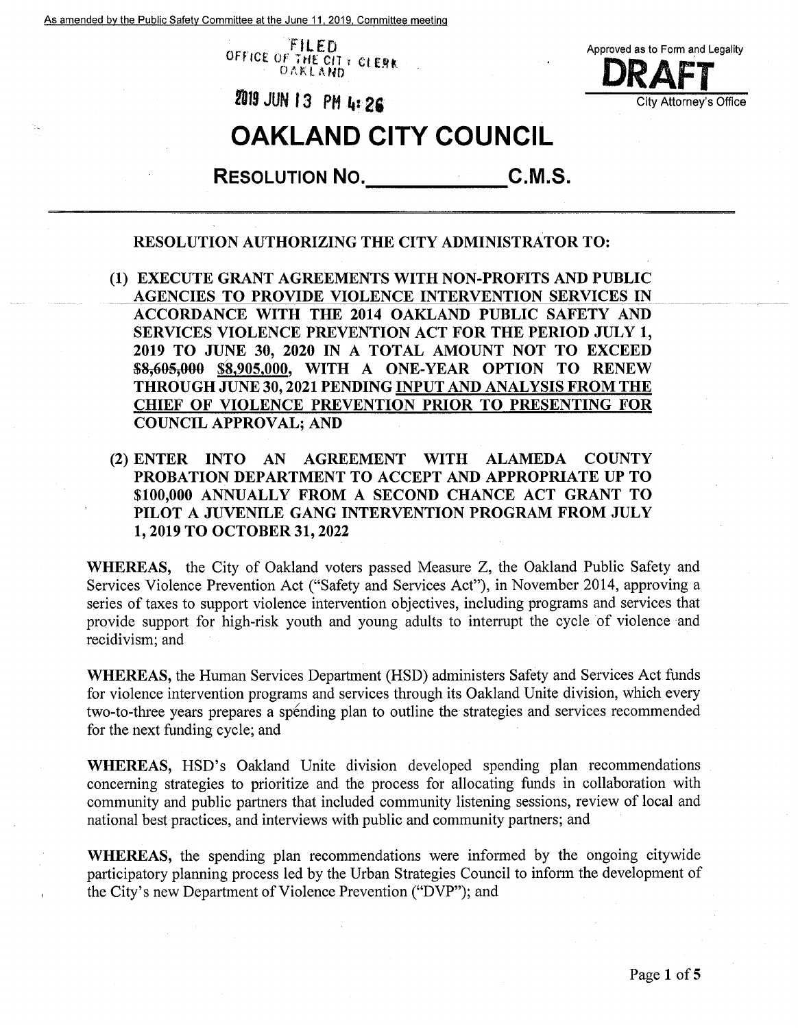As amended by the Public Safety Committee at the June 11, 2019, Committee meeting

FILED
OFFICE OF THE CITY CLERK
OAKLAND

2019 JUN 13 PM 4:26

Approved as to Form and Legality

**DRAFT**

City Attorney's Office

# OAKLAND CITY COUNCIL

## RESOLUTION NO.______________C.M.S.

**RESOLUTION AUTHORIZING THE CITY ADMINISTRATOR TO:**

**(1) EXECUTE GRANT AGREEMENTS WITH NON-PROFITS AND PUBLIC AGENCIES TO PROVIDE VIOLENCE INTERVENTION SERVICES IN ACCORDANCE WITH THE 2014 OAKLAND PUBLIC SAFETY AND SERVICES VIOLENCE PREVENTION ACT FOR THE PERIOD JULY 1, 2019 TO JUNE 30, 2020 IN A TOTAL AMOUNT NOT TO EXCEED ~~$8,605,000~~ <u>$8,905,000</u>, WITH A ONE-YEAR OPTION TO RENEW THROUGH JUNE 30, 2021 PENDING <u>INPUT AND ANALYSIS FROM THE CHIEF OF VIOLENCE PREVENTION PRIOR TO PRESENTING FOR</u> COUNCIL APPROVAL; AND**

**(2) ENTER INTO AN AGREEMENT WITH ALAMEDA COUNTY PROBATION DEPARTMENT TO ACCEPT AND APPROPRIATE UP TO $100,000 ANNUALLY FROM A SECOND CHANCE ACT GRANT TO PILOT A JUVENILE GANG INTERVENTION PROGRAM FROM JULY 1, 2019 TO OCTOBER 31, 2022**

**WHEREAS,** the City of Oakland voters passed Measure Z, the Oakland Public Safety and Services Violence Prevention Act ("Safety and Services Act"), in November 2014, approving a series of taxes to support violence intervention objectives, including programs and services that provide support for high-risk youth and young adults to interrupt the cycle of violence and recidivism; and

**WHEREAS,** the Human Services Department (HSD) administers Safety and Services Act funds for violence intervention programs and services through its Oakland Unite division, which every two-to-three years prepares a spending plan to outline the strategies and services recommended for the next funding cycle; and

**WHEREAS,** HSD's Oakland Unite division developed spending plan recommendations concerning strategies to prioritize and the process for allocating funds in collaboration with community and public partners that included community listening sessions, review of local and national best practices, and interviews with public and community partners; and

**WHEREAS,** the spending plan recommendations were informed by the ongoing citywide participatory planning process led by the Urban Strategies Council to inform the development of the City's new Department of Violence Prevention ("DVP"); and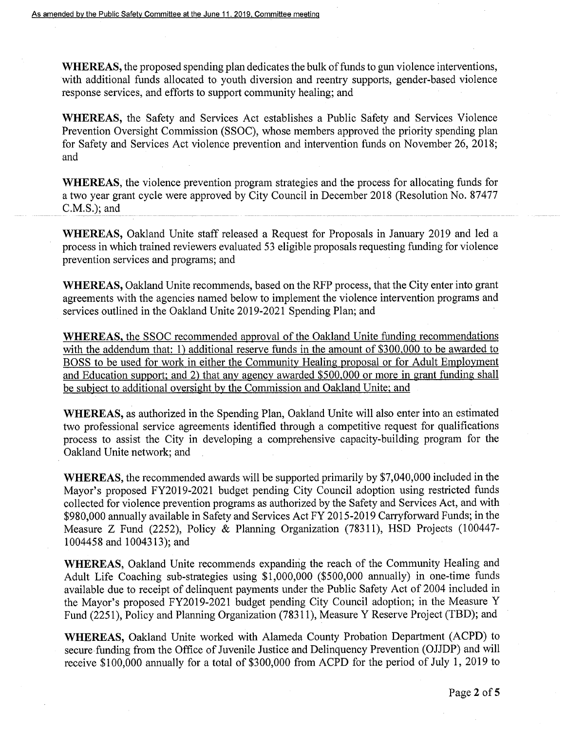As amended by the Public Safety Committee at the June 11, 2019, Committee meeting

**WHEREAS,** the proposed spending plan dedicates the bulk of funds to gun violence interventions, with additional funds allocated to youth diversion and reentry supports, gender-based violence response services, and efforts to support community healing; and

**WHEREAS,** the Safety and Services Act establishes a Public Safety and Services Violence Prevention Oversight Commission (SSOC), whose members approved the priority spending plan for Safety and Services Act violence prevention and intervention funds on November 26, 2018; and

**WHEREAS,** the violence prevention program strategies and the process for allocating funds for a two year grant cycle were approved by City Council in December 2018 (Resolution No. 87477 C.M.S.); and

**WHEREAS,** Oakland Unite staff released a Request for Proposals in January 2019 and led a process in which trained reviewers evaluated 53 eligible proposals requesting funding for violence prevention services and programs; and

**WHEREAS,** Oakland Unite recommends, based on the RFP process, that the City enter into grant agreements with the agencies named below to implement the violence intervention programs and services outlined in the Oakland Unite 2019-2021 Spending Plan; and

<u>**WHEREAS,** the SSOC recommended approval of the Oakland Unite funding recommendations with the addendum that: 1) additional reserve funds in the amount of $300,000 to be awarded to BOSS to be used for work in either the Community Healing proposal or for Adult Employment and Education support; and 2) that any agency awarded $500,000 or more in grant funding shall be subject to additional oversight by the Commission and Oakland Unite; and</u>

**WHEREAS,** as authorized in the Spending Plan, Oakland Unite will also enter into an estimated two professional service agreements identified through a competitive request for qualifications process to assist the City in developing a comprehensive capacity-building program for the Oakland Unite network; and

**WHEREAS,** the recommended awards will be supported primarily by $7,040,000 included in the Mayor's proposed FY2019-2021 budget pending City Council adoption using restricted funds collected for violence prevention programs as authorized by the Safety and Services Act, and with $980,000 annually available in Safety and Services Act FY 2015-2019 Carryforward Funds; in the Measure Z Fund (2252), Policy & Planning Organization (78311), HSD Projects (100447-1004458 and 1004313); and

**WHEREAS,** Oakland Unite recommends expanding the reach of the Community Healing and Adult Life Coaching sub-strategies using $1,000,000 ($500,000 annually) in one-time funds available due to receipt of delinquent payments under the Public Safety Act of 2004 included in the Mayor's proposed FY2019-2021 budget pending City Council adoption; in the Measure Y Fund (2251), Policy and Planning Organization (78311), Measure Y Reserve Project (TBD); and

**WHEREAS,** Oakland Unite worked with Alameda County Probation Department (ACPD) to secure funding from the Office of Juvenile Justice and Delinquency Prevention (OJJDP) and will receive $100,000 annually for a total of $300,000 from ACPD for the period of July 1, 2019 to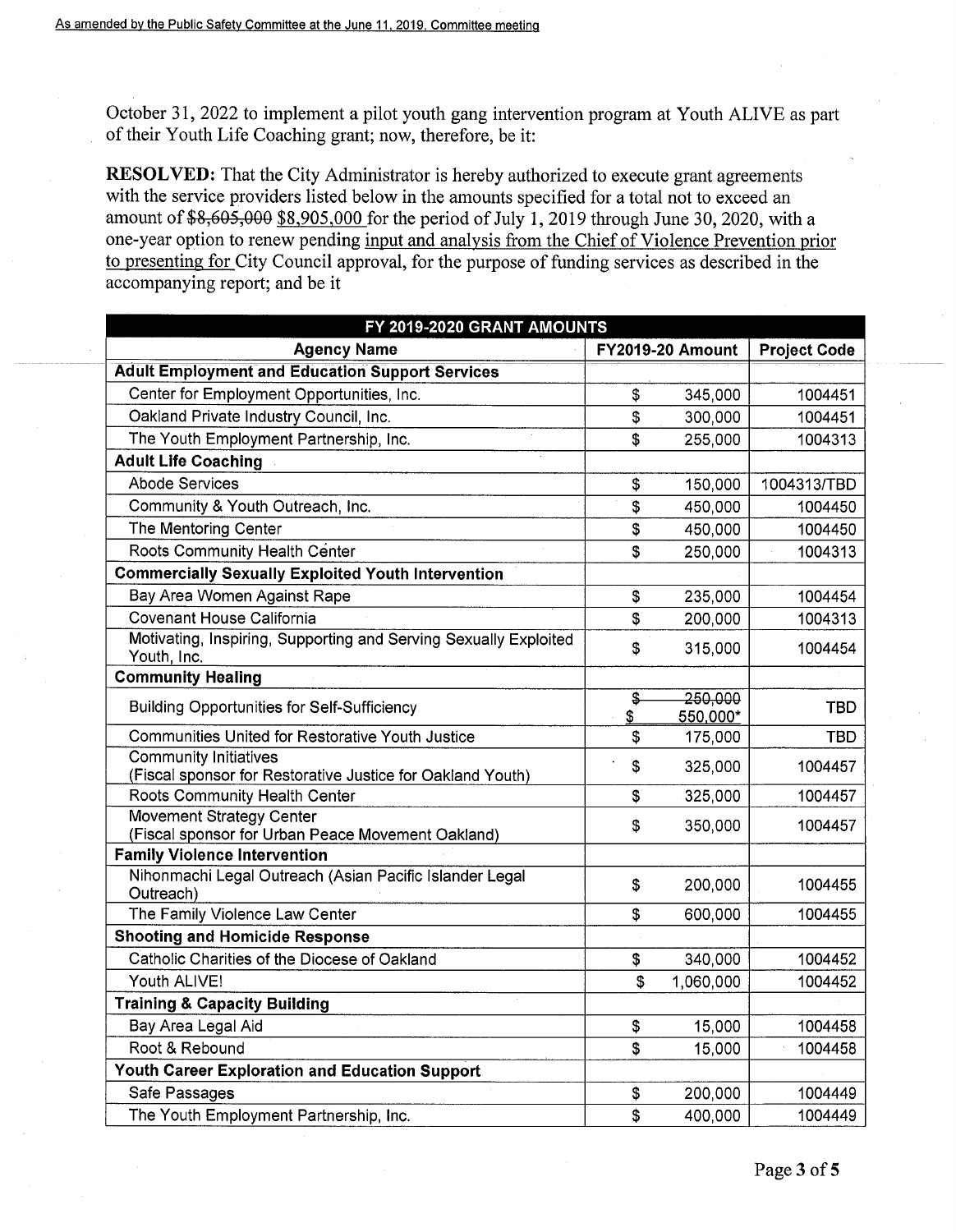October 31, 2022 to implement a pilot youth gang intervention program at Youth ALIVE as part of their Youth Life Coaching grant; now, therefore, be it:

**RESOLVED:** That the City Administrator is hereby authorized to execute grant agreements with the service providers listed below in the amounts specified for a total not to exceed an amount of ~~$8,605,000~~ $8,905,000 for the period of July 1, 2019 through June 30, 2020, with a one-year option to renew pending input and analysis from the Chief of Violence Prevention prior to presenting for City Council approval, for the purpose of funding services as described in the accompanying report; and be it

| FY 2019-2020 GRANT AMOUNTS | | |
|---|---|---|
| **Agency Name** | **FY2019-20 Amount** | **Project Code** |
| **Adult Employment and Education Support Services** | | |
| Center for Employment Opportunities, Inc. | $ 345,000 | 1004451 |
| Oakland Private Industry Council, Inc. | $ 300,000 | 1004451 |
| The Youth Employment Partnership, Inc. | $ 255,000 | 1004313 |
| **Adult Life Coaching** | | |
| Abode Services | $ 150,000 | 1004313/TBD |
| Community & Youth Outreach, Inc. | $ 450,000 | 1004450 |
| The Mentoring Center | $ 450,000 | 1004450 |
| Roots Community Health Center | $ 250,000 | 1004313 |
| **Commercially Sexually Exploited Youth Intervention** | | |
| Bay Area Women Against Rape | $ 235,000 | 1004454 |
| Covenant House California | $ 200,000 | 1004313 |
| Motivating, Inspiring, Supporting and Serving Sexually Exploited Youth, Inc. | $ 315,000 | 1004454 |
| **Community Healing** | | |
| Building Opportunities for Self-Sufficiency | ~~$ 250,000~~ $ 550,000* | TBD |
| Communities United for Restorative Youth Justice | $ 175,000 | TBD |
| Community Initiatives (Fiscal sponsor for Restorative Justice for Oakland Youth) | $ 325,000 | 1004457 |
| Roots Community Health Center | $ 325,000 | 1004457 |
| Movement Strategy Center (Fiscal sponsor for Urban Peace Movement Oakland) | $ 350,000 | 1004457 |
| **Family Violence Intervention** | | |
| Nihonmachi Legal Outreach (Asian Pacific Islander Legal Outreach) | $ 200,000 | 1004455 |
| The Family Violence Law Center | $ 600,000 | 1004455 |
| **Shooting and Homicide Response** | | |
| Catholic Charities of the Diocese of Oakland | $ 340,000 | 1004452 |
| Youth ALIVE! | $ 1,060,000 | 1004452 |
| **Training & Capacity Building** | | |
| Bay Area Legal Aid | $ 15,000 | 1004458 |
| Root & Rebound | $ 15,000 | 1004458 |
| **Youth Career Exploration and Education Support** | | |
| Safe Passages | $ 200,000 | 1004449 |
| The Youth Employment Partnership, Inc. | $ 400,000 | 1004449 |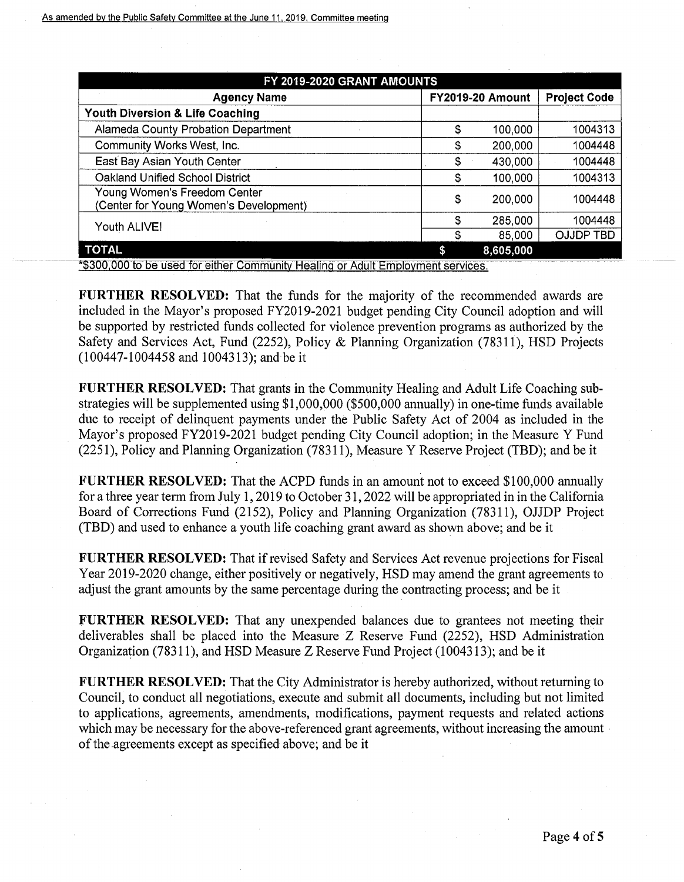As amended by the Public Safety Committee at the June 11, 2019, Committee meeting

| FY 2019-2020 GRANT AMOUNTS | | |
|---|---|---|
| **Agency Name** | **FY2019-20 Amount** | **Project Code** |
| **Youth Diversion & Life Coaching** | | |
| Alameda County Probation Department | $ 100,000 | 1004313 |
| Community Works West, Inc. | $ 200,000 | 1004448 |
| East Bay Asian Youth Center | $ 430,000 | 1004448 |
| Oakland Unified School District | $ 100,000 | 1004313 |
| Young Women's Freedom Center (Center for Young Women's Development) | $ 200,000 | 1004448 |
| Youth ALIVE! | $ 285,000 | 1004448 |
| | $ 85,000 | OJJDP TBD |
| **TOTAL** | **$ 8,605,000** | |

*$300,000 to be used for either Community Healing or Adult Employment services.

**FURTHER RESOLVED:** That the funds for the majority of the recommended awards are included in the Mayor's proposed FY2019-2021 budget pending City Council adoption and will be supported by restricted funds collected for violence prevention programs as authorized by the Safety and Services Act, Fund (2252), Policy & Planning Organization (78311), HSD Projects (100447-1004458 and 1004313); and be it

**FURTHER RESOLVED:** That grants in the Community Healing and Adult Life Coaching sub-strategies will be supplemented using $1,000,000 ($500,000 annually) in one-time funds available due to receipt of delinquent payments under the Public Safety Act of 2004 as included in the Mayor's proposed FY2019-2021 budget pending City Council adoption; in the Measure Y Fund (2251), Policy and Planning Organization (78311), Measure Y Reserve Project (TBD); and be it

**FURTHER RESOLVED:** That the ACPD funds in an amount not to exceed $100,000 annually for a three year term from July 1, 2019 to October 31, 2022 will be appropriated in in the California Board of Corrections Fund (2152), Policy and Planning Organization (78311), OJJDP Project (TBD) and used to enhance a youth life coaching grant award as shown above; and be it

**FURTHER RESOLVED:** That if revised Safety and Services Act revenue projections for Fiscal Year 2019-2020 change, either positively or negatively, HSD may amend the grant agreements to adjust the grant amounts by the same percentage during the contracting process; and be it

**FURTHER RESOLVED:** That any unexpended balances due to grantees not meeting their deliverables shall be placed into the Measure Z Reserve Fund (2252), HSD Administration Organization (78311), and HSD Measure Z Reserve Fund Project (1004313); and be it

**FURTHER RESOLVED:** That the City Administrator is hereby authorized, without returning to Council, to conduct all negotiations, execute and submit all documents, including but not limited to applications, agreements, amendments, modifications, payment requests and related actions which may be necessary for the above-referenced grant agreements, without increasing the amount of the agreements except as specified above; and be it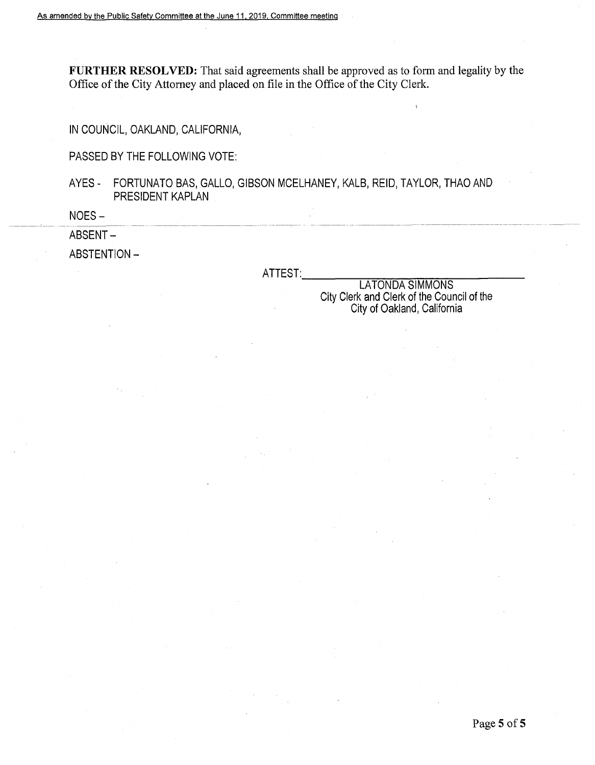As amended by the Public Safety Committee at the June 11, 2019, Committee meeting

**FURTHER RESOLVED:** That said agreements shall be approved as to form and legality by the Office of the City Attorney and placed on file in the Office of the City Clerk.

IN COUNCIL, OAKLAND, CALIFORNIA,

PASSED BY THE FOLLOWING VOTE:

AYES - FORTUNATO BAS, GALLO, GIBSON MCELHANEY, KALB, REID, TAYLOR, THAO AND PRESIDENT KAPLAN

NOES –

ABSENT –

ABSTENTION –

ATTEST: ______________________________

LATONDA SIMMONS
City Clerk and Clerk of the Council of the City of Oakland, California